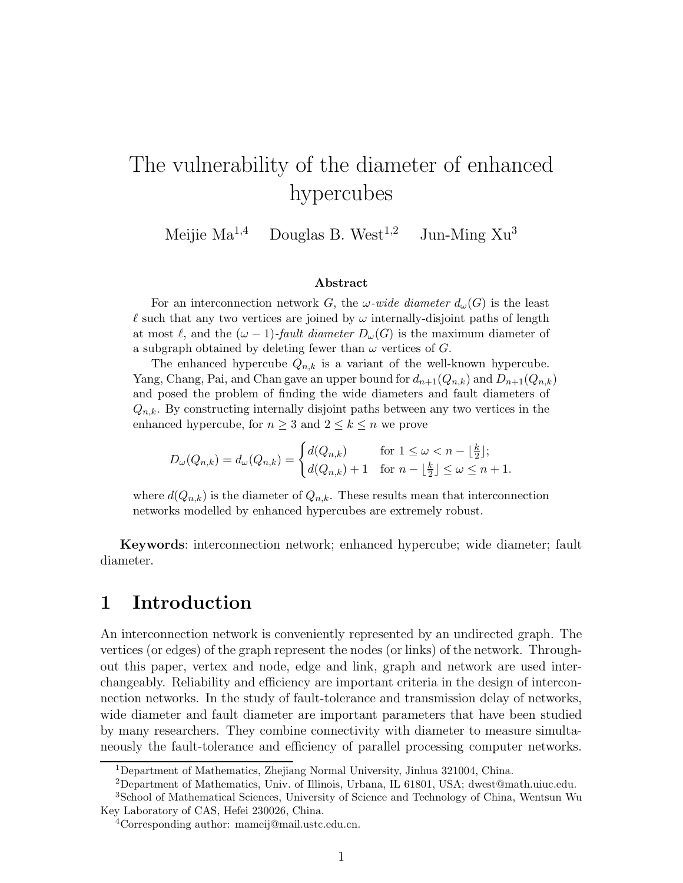# The vulnerability of the diameter of enhanced hypercubes

Meijie Ma[1,4] Douglas B. West[1,2] Jun-Ming Xu[3]

**Abstract**

For an interconnection network $G$, the *$\omega$-wide diameter* $d_\omega(G)$ is the least $\ell$ such that any two vertices are joined by $\omega$ internally-disjoint paths of length at most $\ell$, and the $(\omega-1)$-*fault diameter* $D_\omega(G)$ is the maximum diameter of a subgraph obtained by deleting fewer than $\omega$ vertices of $G$.

The enhanced hypercube $Q_{n,k}$ is a variant of the well-known hypercube. Yang, Chang, Pai, and Chan gave an upper bound for $d_{n+1}(Q_{n,k})$ and $D_{n+1}(Q_{n,k})$ and posed the problem of finding the wide diameters and fault diameters of $Q_{n,k}$. By constructing internally disjoint paths between any two vertices in the enhanced hypercube, for $n \geq 3$ and $2 \leq k \leq n$ we prove

$$D_\omega(Q_{n,k}) = d_\omega(Q_{n,k}) = \begin{cases} d(Q_{n,k}) & \text{for } 1 \leq \omega < n - \lfloor \frac{k}{2} \rfloor; \\ d(Q_{n,k}) + 1 & \text{for } n - \lfloor \frac{k}{2} \rfloor \leq \omega \leq n+1. \end{cases}$$

where $d(Q_{n,k})$ is the diameter of $Q_{n,k}$. These results mean that interconnection networks modelled by enhanced hypercubes are extremely robust.

**Keywords**: interconnection network; enhanced hypercube; wide diameter; fault diameter.

## 1 Introduction

An interconnection network is conveniently represented by an undirected graph. The vertices (or edges) of the graph represent the nodes (or links) of the network. Throughout this paper, vertex and node, edge and link, graph and network are used interchangeably. Reliability and efficiency are important criteria in the design of interconnection networks. In the study of fault-tolerance and transmission delay of networks, wide diameter and fault diameter are important parameters that have been studied by many researchers. They combine connectivity with diameter to measure simultaneously the fault-tolerance and efficiency of parallel processing computer networks.

---

[1]Department of Mathematics, Zhejiang Normal University, Jinhua 321004, China.

[2]Department of Mathematics, Univ. of Illinois, Urbana, IL 61801, USA; dwest@math.uiuc.edu.

[3]School of Mathematical Sciences, University of Science and Technology of China, Wentsun Wu Key Laboratory of CAS, Hefei 230026, China.

[4]Corresponding author: mameij@mail.ustc.edu.cn.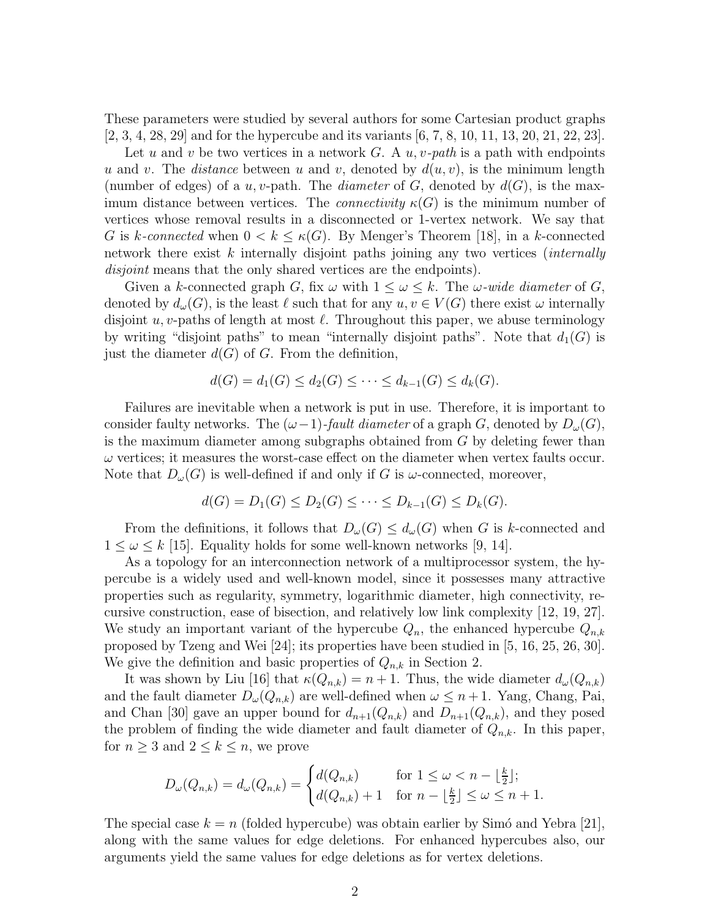These parameters were studied by several authors for some Cartesian product graphs [2, 3, 4, 28, 29] and for the hypercube and its variants [6, 7, 8, 10, 11, 13, 20, 21, 22, 23].

Let $u$ and $v$ be two vertices in a network $G$. A *$u,v$-path* is a path with endpoints $u$ and $v$. The *distance* between $u$ and $v$, denoted by $d(u,v)$, is the minimum length (number of edges) of a $u,v$-path. The *diameter* of $G$, denoted by $d(G)$, is the maximum distance between vertices. The *connectivity* $\kappa(G)$ is the minimum number of vertices whose removal results in a disconnected or 1-vertex network. We say that $G$ is *$k$-connected* when $0 < k \leq \kappa(G)$. By Menger's Theorem [18], in a $k$-connected network there exist $k$ internally disjoint paths joining any two vertices (*internally disjoint* means that the only shared vertices are the endpoints).

Given a $k$-connected graph $G$, fix $\omega$ with $1 \leq \omega \leq k$. The *$\omega$-wide diameter* of $G$, denoted by $d_\omega(G)$, is the least $\ell$ such that for any $u, v \in V(G)$ there exist $\omega$ internally disjoint $u,v$-paths of length at most $\ell$. Throughout this paper, we abuse terminology by writing "disjoint paths" to mean "internally disjoint paths". Note that $d_1(G)$ is just the diameter $d(G)$ of $G$. From the definition,

$$d(G) = d_1(G) \leq d_2(G) \leq \cdots \leq d_{k-1}(G) \leq d_k(G).$$

Failures are inevitable when a network is put in use. Therefore, it is important to consider faulty networks. The *$(\omega-1)$-fault diameter* of a graph $G$, denoted by $D_\omega(G)$, is the maximum diameter among subgraphs obtained from $G$ by deleting fewer than $\omega$ vertices; it measures the worst-case effect on the diameter when vertex faults occur. Note that $D_\omega(G)$ is well-defined if and only if $G$ is $\omega$-connected, moreover,

$$d(G) = D_1(G) \leq D_2(G) \leq \cdots \leq D_{k-1}(G) \leq D_k(G).$$

From the definitions, it follows that $D_\omega(G) \leq d_\omega(G)$ when $G$ is $k$-connected and $1 \leq \omega \leq k$ [15]. Equality holds for some well-known networks [9, 14].

As a topology for an interconnection network of a multiprocessor system, the hypercube is a widely used and well-known model, since it possesses many attractive properties such as regularity, symmetry, logarithmic diameter, high connectivity, recursive construction, ease of bisection, and relatively low link complexity [12, 19, 27]. We study an important variant of the hypercube $Q_n$, the enhanced hypercube $Q_{n,k}$ proposed by Tzeng and Wei [24]; its properties have been studied in [5, 16, 25, 26, 30]. We give the definition and basic properties of $Q_{n,k}$ in Section 2.

It was shown by Liu [16] that $\kappa(Q_{n,k}) = n+1$. Thus, the wide diameter $d_\omega(Q_{n,k})$ and the fault diameter $D_\omega(Q_{n,k})$ are well-defined when $\omega \leq n+1$. Yang, Chang, Pai, and Chan [30] gave an upper bound for $d_{n+1}(Q_{n,k})$ and $D_{n+1}(Q_{n,k})$, and they posed the problem of finding the wide diameter and fault diameter of $Q_{n,k}$. In this paper, for $n \geq 3$ and $2 \leq k \leq n$, we prove

$$D_\omega(Q_{n,k}) = d_\omega(Q_{n,k}) = \begin{cases} d(Q_{n,k}) & \text{for } 1 \leq \omega < n - \lfloor \frac{k}{2} \rfloor; \\ d(Q_{n,k}) + 1 & \text{for } n - \lfloor \frac{k}{2} \rfloor \leq \omega \leq n+1. \end{cases}$$

The special case $k = n$ (folded hypercube) was obtain earlier by Simó and Yebra [21], along with the same values for edge deletions. For enhanced hypercubes also, our arguments yield the same values for edge deletions as for vertex deletions.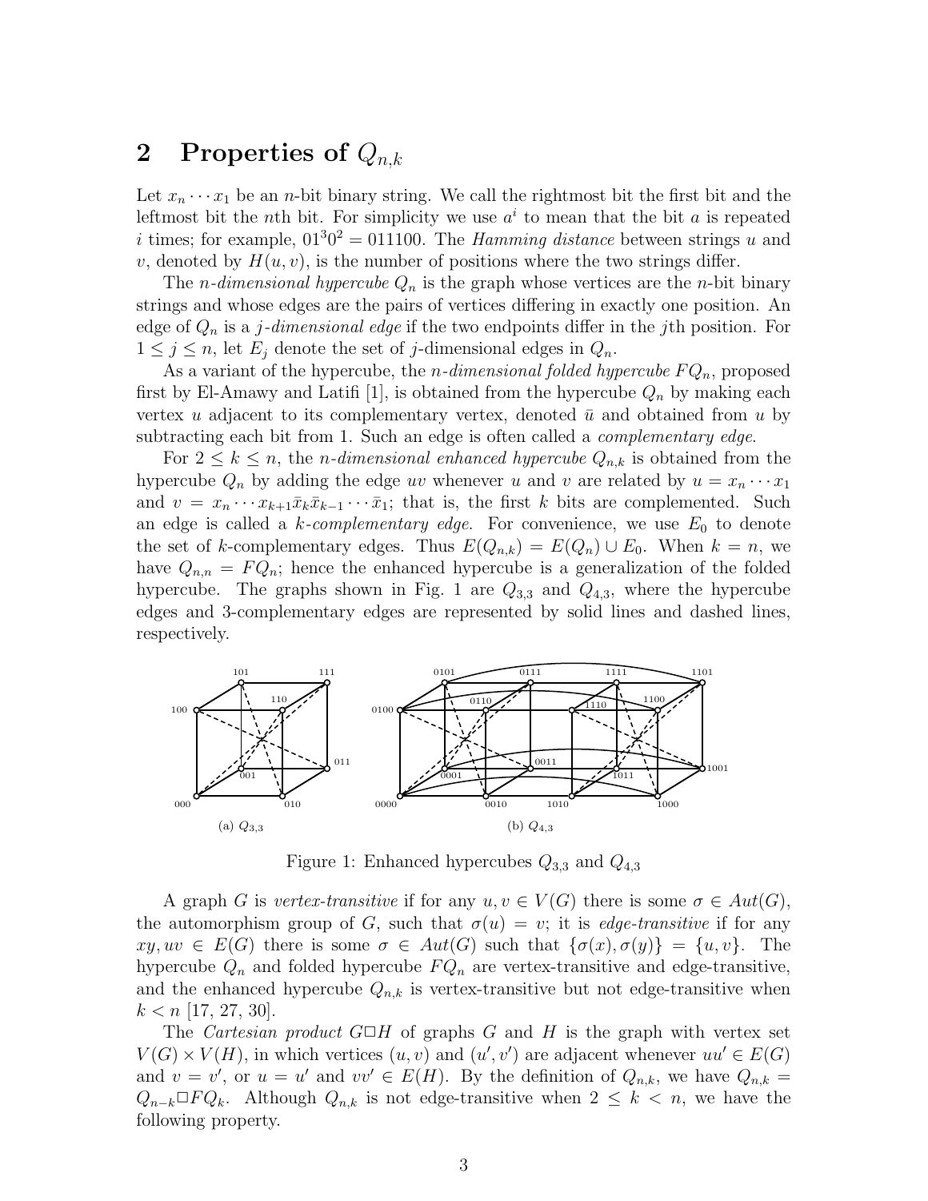## 2 Properties of $Q_{n,k}$

Let $x_n \cdots x_1$ be an $n$-bit binary string. We call the rightmost bit the first bit and the leftmost bit the $n$th bit. For simplicity we use $a^i$ to mean that the bit $a$ is repeated $i$ times; for example, $01^30^2 = 011100$. The *Hamming distance* between strings $u$ and $v$, denoted by $H(u, v)$, is the number of positions where the two strings differ.

The *$n$-dimensional hypercube* $Q_n$ is the graph whose vertices are the $n$-bit binary strings and whose edges are the pairs of vertices differing in exactly one position. An edge of $Q_n$ is a *$j$-dimensional edge* if the two endpoints differ in the $j$th position. For $1 \leq j \leq n$, let $E_j$ denote the set of $j$-dimensional edges in $Q_n$.

As a variant of the hypercube, the *$n$-dimensional folded hypercube* $FQ_n$, proposed first by El-Amawy and Latifi [1], is obtained from the hypercube $Q_n$ by making each vertex $u$ adjacent to its complementary vertex, denoted $\bar{u}$ and obtained from $u$ by subtracting each bit from 1. Such an edge is often called a *complementary edge*.

For $2 \leq k \leq n$, the *$n$-dimensional enhanced hypercube* $Q_{n,k}$ is obtained from the hypercube $Q_n$ by adding the edge $uv$ whenever $u$ and $v$ are related by $u = x_n \cdots x_1$ and $v = x_n \cdots x_{k+1}\bar{x}_k\bar{x}_{k-1} \cdots \bar{x}_1$; that is, the first $k$ bits are complemented. Such an edge is called a *$k$-complementary edge*. For convenience, we use $E_0$ to denote the set of $k$-complementary edges. Thus $E(Q_{n,k}) = E(Q_n) \cup E_0$. When $k = n$, we have $Q_{n,n} = FQ_n$; hence the enhanced hypercube is a generalization of the folded hypercube. The graphs shown in Fig. 1 are $Q_{3,3}$ and $Q_{4,3}$, where the hypercube edges and 3-complementary edges are represented by solid lines and dashed lines, respectively.

(a) $Q_{3,3}$ (b) $Q_{4,3}$

Figure 1: Enhanced hypercubes $Q_{3,3}$ and $Q_{4,3}$

A graph $G$ is *vertex-transitive* if for any $u, v \in V(G)$ there is some $\sigma \in Aut(G)$, the automorphism group of $G$, such that $\sigma(u) = v$; it is *edge-transitive* if for any $xy, uv \in E(G)$ there is some $\sigma \in Aut(G)$ such that $\{\sigma(x), \sigma(y)\} = \{u, v\}$. The hypercube $Q_n$ and folded hypercube $FQ_n$ are vertex-transitive and edge-transitive, and the enhanced hypercube $Q_{n,k}$ is vertex-transitive but not edge-transitive when $k < n$ [17, 27, 30].

The *Cartesian product* $G \square H$ of graphs $G$ and $H$ is the graph with vertex set $V(G) \times V(H)$, in which vertices $(u, v)$ and $(u', v')$ are adjacent whenever $uu' \in E(G)$ and $v = v'$, or $u = u'$ and $vv' \in E(H)$. By the definition of $Q_{n,k}$, we have $Q_{n,k} = Q_{n-k} \square FQ_k$. Although $Q_{n,k}$ is not edge-transitive when $2 \leq k < n$, we have the following property.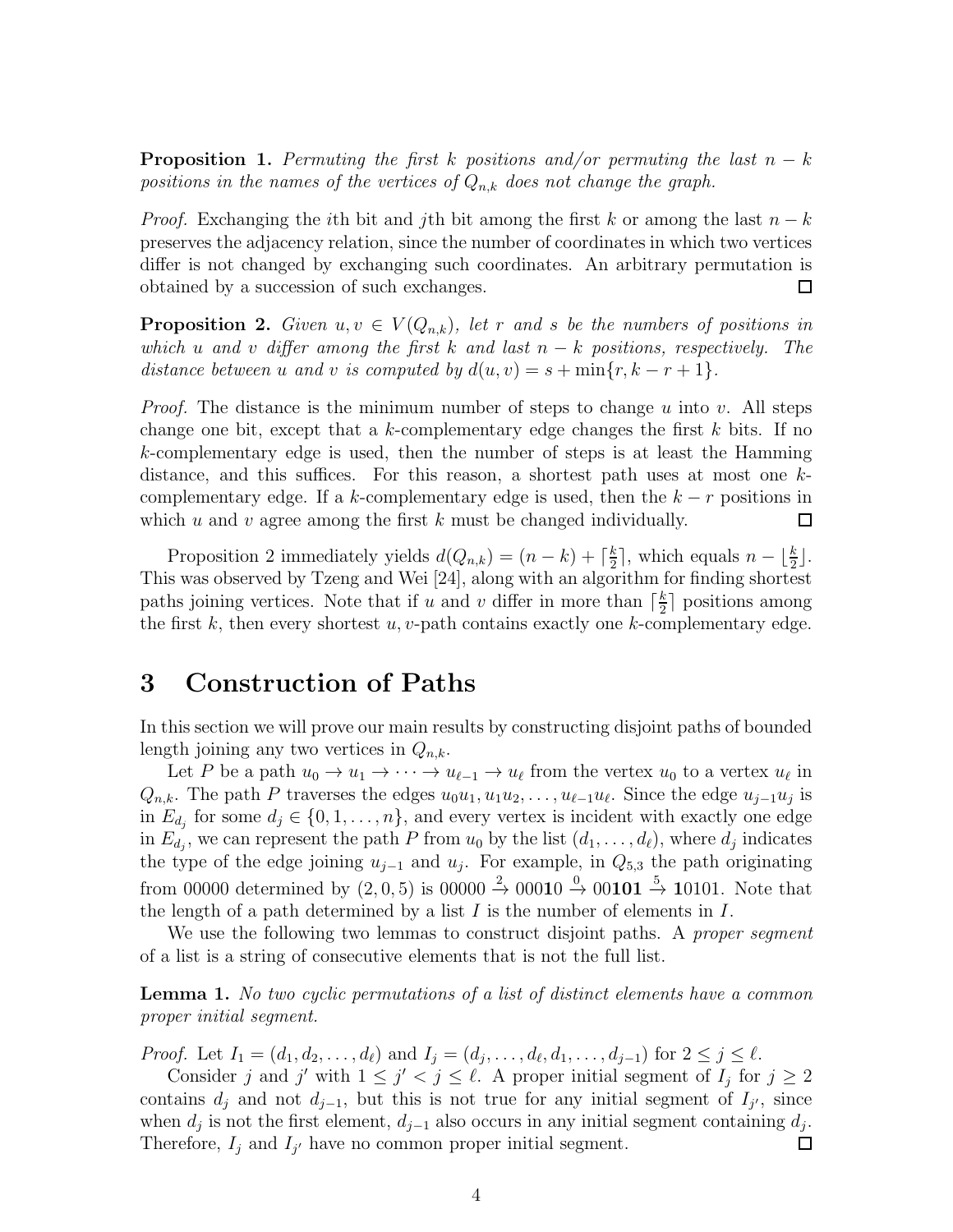**Proposition 1.** *Permuting the first $k$ positions and/or permuting the last $n-k$ positions in the names of the vertices of $Q_{n,k}$ does not change the graph.*

*Proof.* Exchanging the $i$th bit and $j$th bit among the first $k$ or among the last $n-k$ preserves the adjacency relation, since the number of coordinates in which two vertices differ is not changed by exchanging such coordinates. An arbitrary permutation is obtained by a succession of such exchanges. □

**Proposition 2.** *Given $u, v \in V(Q_{n,k})$, let $r$ and $s$ be the numbers of positions in which $u$ and $v$ differ among the first $k$ and last $n-k$ positions, respectively. The distance between $u$ and $v$ is computed by $d(u,v) = s + \min\{r, k-r+1\}$.*

*Proof.* The distance is the minimum number of steps to change $u$ into $v$. All steps change one bit, except that a $k$-complementary edge changes the first $k$ bits. If no $k$-complementary edge is used, then the number of steps is at least the Hamming distance, and this suffices. For this reason, a shortest path uses at most one $k$-complementary edge. If a $k$-complementary edge is used, then the $k-r$ positions in which $u$ and $v$ agree among the first $k$ must be changed individually. □

Proposition 2 immediately yields $d(Q_{n,k}) = (n-k) + \lceil \frac{k}{2} \rceil$, which equals $n - \lfloor \frac{k}{2} \rfloor$. This was observed by Tzeng and Wei [24], along with an algorithm for finding shortest paths joining vertices. Note that if $u$ and $v$ differ in more than $\lceil \frac{k}{2} \rceil$ positions among the first $k$, then every shortest $u,v$-path contains exactly one $k$-complementary edge.

# 3 Construction of Paths

In this section we will prove our main results by constructing disjoint paths of bounded length joining any two vertices in $Q_{n,k}$.

Let $P$ be a path $u_0 \to u_1 \to \cdots \to u_{\ell-1} \to u_\ell$ from the vertex $u_0$ to a vertex $u_\ell$ in $Q_{n,k}$. The path $P$ traverses the edges $u_0u_1, u_1u_2, \ldots, u_{\ell-1}u_\ell$. Since the edge $u_{j-1}u_j$ is in $E_{d_j}$ for some $d_j \in \{0, 1, \ldots, n\}$, and every vertex is incident with exactly one edge in $E_{d_j}$, we can represent the path $P$ from $u_0$ by the list $(d_1, \ldots, d_\ell)$, where $d_j$ indicates the type of the edge joining $u_{j-1}$ and $u_j$. For example, in $Q_{5,3}$ the path originating from 00000 determined by $(2, 0, 5)$ is $00000 \xrightarrow{2} 000\mathbf{1}0 \xrightarrow{0} 00\mathbf{101} \xrightarrow{5} \mathbf{1}0101$. Note that the length of a path determined by a list $I$ is the number of elements in $I$.

We use the following two lemmas to construct disjoint paths. A *proper segment* of a list is a string of consecutive elements that is not the full list.

**Lemma 1.** *No two cyclic permutations of a list of distinct elements have a common proper initial segment.*

*Proof.* Let $I_1 = (d_1, d_2, \ldots, d_\ell)$ and $I_j = (d_j, \ldots, d_\ell, d_1, \ldots, d_{j-1})$ for $2 \le j \le \ell$.

Consider $j$ and $j'$ with $1 \le j' < j \le \ell$. A proper initial segment of $I_j$ for $j \ge 2$ contains $d_j$ and not $d_{j-1}$, but this is not true for any initial segment of $I_{j'}$, since when $d_j$ is not the first element, $d_{j-1}$ also occurs in any initial segment containing $d_j$. Therefore, $I_j$ and $I_{j'}$ have no common proper initial segment. □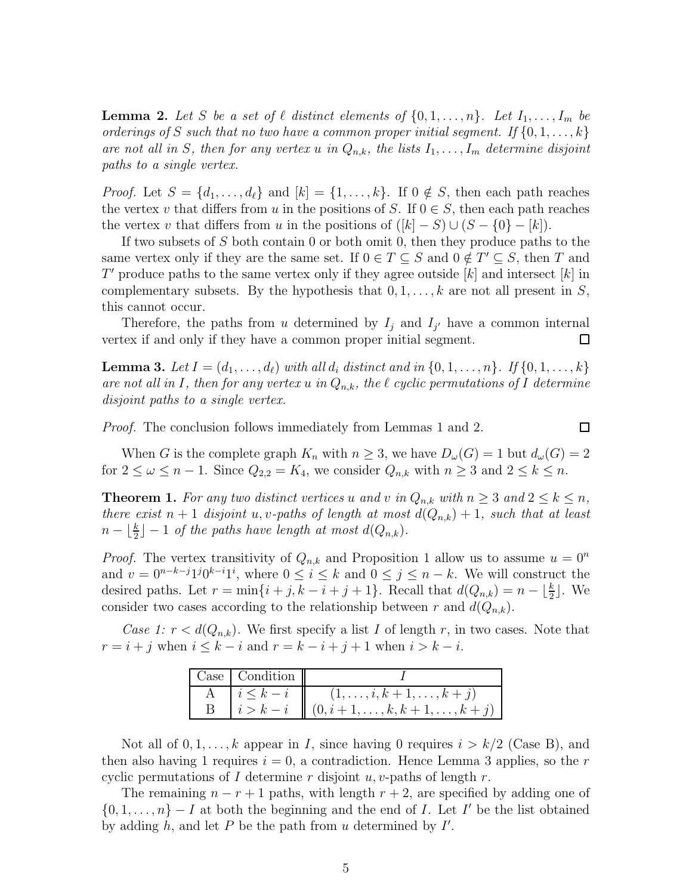**Lemma 2.** *Let $S$ be a set of $\ell$ distinct elements of $\{0, 1, \ldots, n\}$. Let $I_1, \ldots, I_m$ be orderings of $S$ such that no two have a common proper initial segment. If $\{0, 1, \ldots, k\}$ are not all in $S$, then for any vertex $u$ in $Q_{n,k}$, the lists $I_1, \ldots, I_m$ determine disjoint paths to a single vertex.*

*Proof.* Let $S = \{d_1, \ldots, d_\ell\}$ and $[k] = \{1, \ldots, k\}$. If $0 \notin S$, then each path reaches the vertex $v$ that differs from $u$ in the positions of $S$. If $0 \in S$, then each path reaches the vertex $v$ that differs from $u$ in the positions of $([k] - S) \cup (S - \{0\} - [k])$.

If two subsets of $S$ both contain 0 or both omit 0, then they produce paths to the same vertex only if they are the same set. If $0 \in T \subseteq S$ and $0 \notin T' \subseteq S$, then $T$ and $T'$ produce paths to the same vertex only if they agree outside $[k]$ and intersect $[k]$ in complementary subsets. By the hypothesis that $0, 1, \ldots, k$ are not all present in $S$, this cannot occur.

Therefore, the paths from $u$ determined by $I_j$ and $I_{j'}$ have a common internal vertex if and only if they have a common proper initial segment. $\square$

**Lemma 3.** *Let $I = (d_1, \ldots, d_\ell)$ with all $d_i$ distinct and in $\{0, 1, \ldots, n\}$. If $\{0, 1, \ldots, k\}$ are not all in $I$, then for any vertex $u$ in $Q_{n,k}$, the $\ell$ cyclic permutations of $I$ determine disjoint paths to a single vertex.*

*Proof.* The conclusion follows immediately from Lemmas 1 and 2. $\square$

When $G$ is the complete graph $K_n$ with $n \geq 3$, we have $D_\omega(G) = 1$ but $d_\omega(G) = 2$ for $2 \leq \omega \leq n - 1$. Since $Q_{2,2} = K_4$, we consider $Q_{n,k}$ with $n \geq 3$ and $2 \leq k \leq n$.

**Theorem 1.** *For any two distinct vertices $u$ and $v$ in $Q_{n,k}$ with $n \geq 3$ and $2 \leq k \leq n$, there exist $n + 1$ disjoint $u, v$-paths of length at most $d(Q_{n,k}) + 1$, such that at least $n - \lfloor \frac{k}{2} \rfloor - 1$ of the paths have length at most $d(Q_{n,k})$.*

*Proof.* The vertex transitivity of $Q_{n,k}$ and Proposition 1 allow us to assume $u = 0^n$ and $v = 0^{n-k-j}1^j0^{k-i}1^i$, where $0 \leq i \leq k$ and $0 \leq j \leq n - k$. We will construct the desired paths. Let $r = \min\{i + j, k - i + j + 1\}$. Recall that $d(Q_{n,k}) = n - \lfloor \frac{k}{2} \rfloor$. We consider two cases according to the relationship between $r$ and $d(Q_{n,k})$.

*Case 1: $r < d(Q_{n,k})$.* We first specify a list $I$ of length $r$, in two cases. Note that $r = i + j$ when $i \leq k - i$ and $r = k - i + j + 1$ when $i > k - i$.

| Case | Condition | $I$ |
|---|---|---|
| A | $i \leq k - i$ | $(1, \ldots, i, k + 1, \ldots, k + j)$ |
| B | $i > k - i$ | $(0, i + 1, \ldots, k, k + 1, \ldots, k + j)$ |

Not all of $0, 1, \ldots, k$ appear in $I$, since having 0 requires $i > k/2$ (Case B), and then also having 1 requires $i = 0$, a contradiction. Hence Lemma 3 applies, so the $r$ cyclic permutations of $I$ determine $r$ disjoint $u, v$-paths of length $r$.

The remaining $n - r + 1$ paths, with length $r + 2$, are specified by adding one of $\{0, 1, \ldots, n\} - I$ at both the beginning and the end of $I$. Let $I'$ be the list obtained by adding $h$, and let $P$ be the path from $u$ determined by $I'$.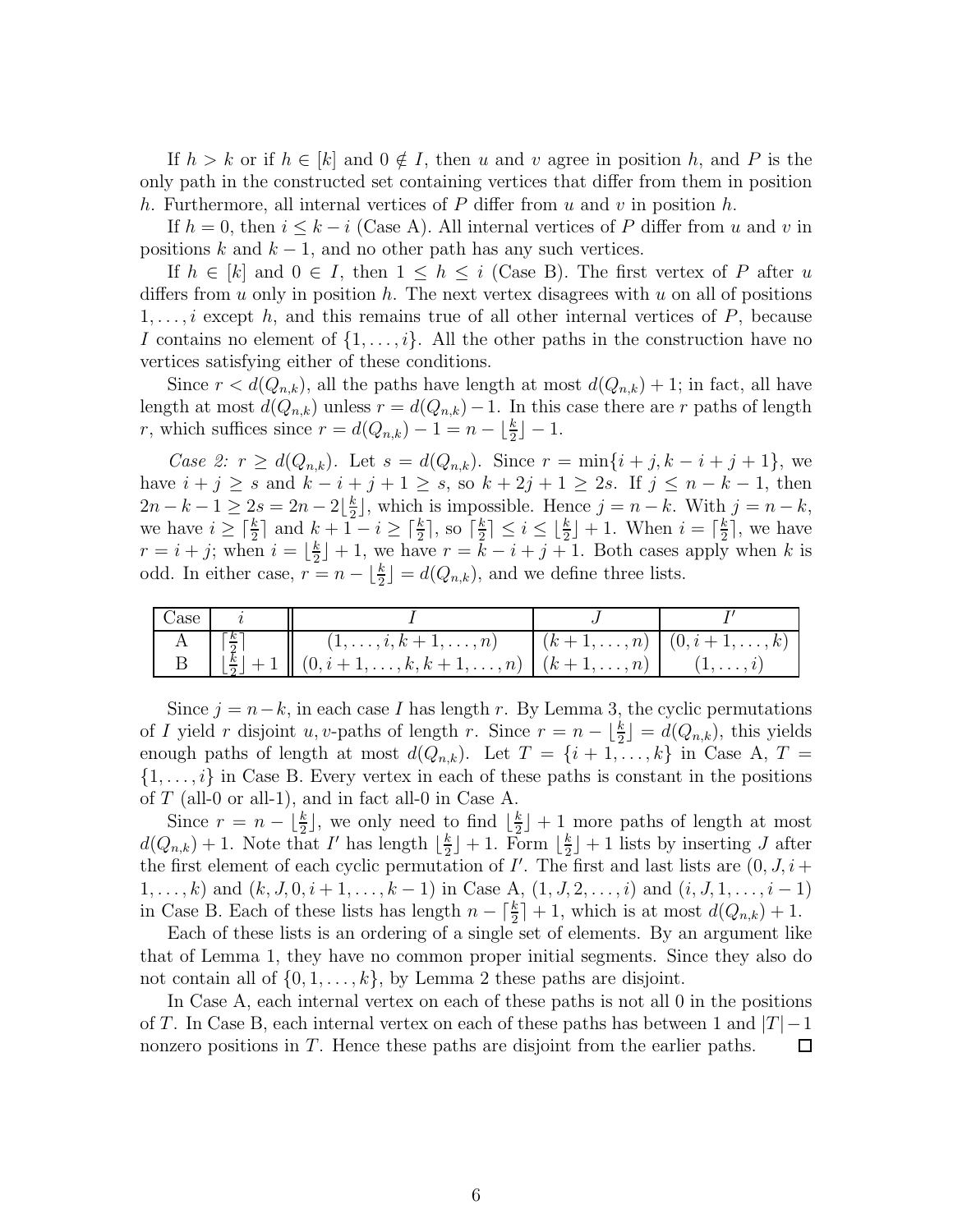If $h > k$ or if $h \in [k]$ and $0 \notin I$, then $u$ and $v$ agree in position $h$, and $P$ is the only path in the constructed set containing vertices that differ from them in position $h$. Furthermore, all internal vertices of $P$ differ from $u$ and $v$ in position $h$.

If $h = 0$, then $i \le k - i$ (Case A). All internal vertices of $P$ differ from $u$ and $v$ in positions $k$ and $k - 1$, and no other path has any such vertices.

If $h \in [k]$ and $0 \in I$, then $1 \le h \le i$ (Case B). The first vertex of $P$ after $u$ differs from $u$ only in position $h$. The next vertex disagrees with $u$ on all of positions $1, \ldots, i$ except $h$, and this remains true of all other internal vertices of $P$, because $I$ contains no element of $\{1, \ldots, i\}$. All the other paths in the construction have no vertices satisfying either of these conditions.

Since $r < d(Q_{n,k})$, all the paths have length at most $d(Q_{n,k}) + 1$; in fact, all have length at most $d(Q_{n,k})$ unless $r = d(Q_{n,k}) - 1$. In this case there are $r$ paths of length $r$, which suffices since $r = d(Q_{n,k}) - 1 = n - \lfloor \frac{k}{2} \rfloor - 1$.

*Case 2:* $r \ge d(Q_{n,k})$. Let $s = d(Q_{n,k})$. Since $r = \min\{i + j, k - i + j + 1\}$, we have $i + j \ge s$ and $k - i + j + 1 \ge s$, so $k + 2j + 1 \ge 2s$. If $j \le n - k - 1$, then $2n - k - 1 \ge 2s = 2n - 2\lfloor \frac{k}{2} \rfloor$, which is impossible. Hence $j = n - k$. With $j = n - k$, we have $i \ge \lceil \frac{k}{2} \rceil$ and $k + 1 - i \ge \lceil \frac{k}{2} \rceil$, so $\lceil \frac{k}{2} \rceil \le i \le \lfloor \frac{k}{2} \rfloor + 1$. When $i = \lceil \frac{k}{2} \rceil$, we have $r = i + j$; when $i = \lfloor \frac{k}{2} \rfloor + 1$, we have $r = k - i + j + 1$. Both cases apply when $k$ is odd. In either case, $r = n - \lfloor \frac{k}{2} \rfloor = d(Q_{n,k})$, and we define three lists.

| Case | $i$ | $I$ | $J$ | $I'$ |
|---|---|---|---|---|
| A | $\lceil \frac{k}{2} \rceil$ | $(1, \ldots, i, k+1, \ldots, n)$ | $(k+1, \ldots, n)$ | $(0, i+1, \ldots, k)$ |
| B | $\lfloor \frac{k}{2} \rfloor + 1$ | $(0, i+1, \ldots, k, k+1, \ldots, n)$ | $(k+1, \ldots, n)$ | $(1, \ldots, i)$ |

Since $j = n - k$, in each case $I$ has length $r$. By Lemma 3, the cyclic permutations of $I$ yield $r$ disjoint $u, v$-paths of length $r$. Since $r = n - \lfloor \frac{k}{2} \rfloor = d(Q_{n,k})$, this yields enough paths of length at most $d(Q_{n,k})$. Let $T = \{i + 1, \ldots, k\}$ in Case A, $T = \{1, \ldots, i\}$ in Case B. Every vertex in each of these paths is constant in the positions of $T$ (all-0 or all-1), and in fact all-0 in Case A.

Since $r = n - \lfloor \frac{k}{2} \rfloor$, we only need to find $\lfloor \frac{k}{2} \rfloor + 1$ more paths of length at most $d(Q_{n,k}) + 1$. Note that $I'$ has length $\lfloor \frac{k}{2} \rfloor + 1$. Form $\lfloor \frac{k}{2} \rfloor + 1$ lists by inserting $J$ after the first element of each cyclic permutation of $I'$. The first and last lists are $(0, J, i + 1, \ldots, k)$ and $(k, J, 0, i + 1, \ldots, k - 1)$ in Case A, $(1, J, 2, \ldots, i)$ and $(i, J, 1, \ldots, i - 1)$ in Case B. Each of these lists has length $n - \lceil \frac{k}{2} \rceil + 1$, which is at most $d(Q_{n,k}) + 1$.

Each of these lists is an ordering of a single set of elements. By an argument like that of Lemma 1, they have no common proper initial segments. Since they also do not contain all of $\{0, 1, \ldots, k\}$, by Lemma 2 these paths are disjoint.

In Case A, each internal vertex on each of these paths is not all 0 in the positions of $T$. In Case B, each internal vertex on each of these paths has between 1 and $|T| - 1$ nonzero positions in $T$. Hence these paths are disjoint from the earlier paths. $\square$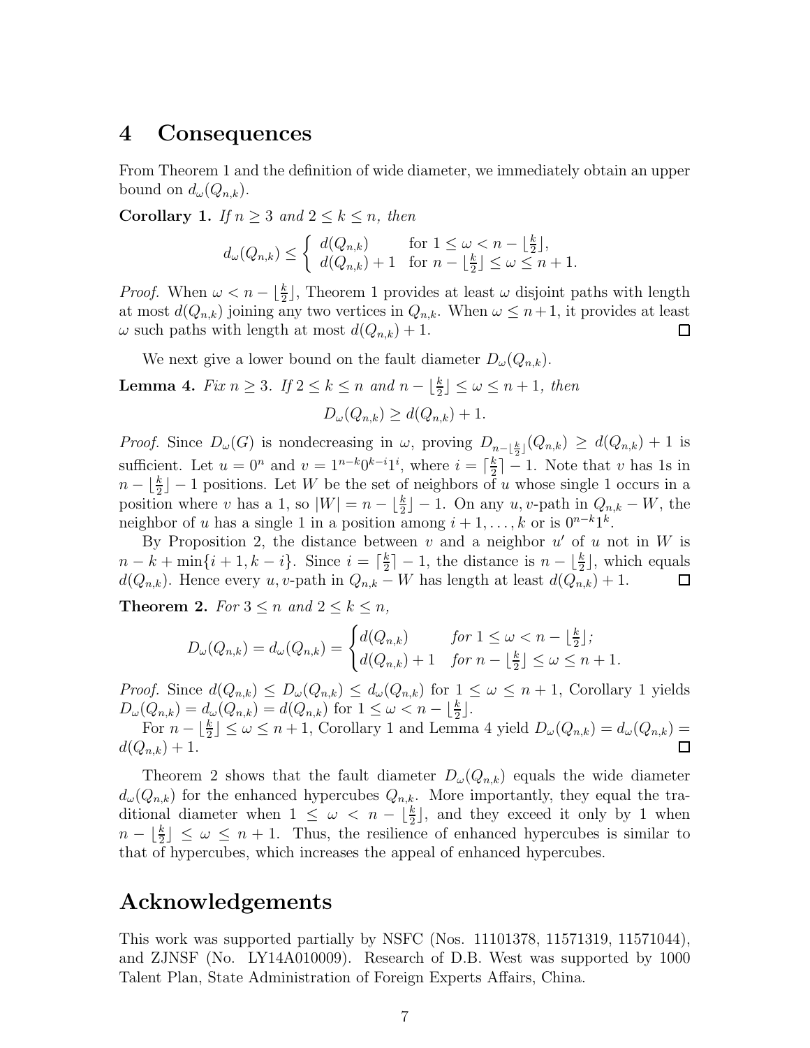## 4 Consequences

From Theorem 1 and the definition of wide diameter, we immediately obtain an upper bound on $d_\omega(Q_{n,k})$.

**Corollary 1.** *If $n \geq 3$ and $2 \leq k \leq n$, then*

$$d_\omega(Q_{n,k}) \leq \begin{cases} d(Q_{n,k}) & \text{for } 1 \leq \omega < n - \lfloor \frac{k}{2} \rfloor, \\ d(Q_{n,k}) + 1 & \text{for } n - \lfloor \frac{k}{2} \rfloor \leq \omega \leq n+1. \end{cases}$$

*Proof.* When $\omega < n - \lfloor \frac{k}{2} \rfloor$, Theorem 1 provides at least $\omega$ disjoint paths with length at most $d(Q_{n,k})$ joining any two vertices in $Q_{n,k}$. When $\omega \leq n+1$, it provides at least $\omega$ such paths with length at most $d(Q_{n,k}) + 1$. $\square$

We next give a lower bound on the fault diameter $D_\omega(Q_{n,k})$.

**Lemma 4.** *Fix $n \geq 3$. If $2 \leq k \leq n$ and $n - \lfloor \frac{k}{2} \rfloor \leq \omega \leq n+1$, then*

$$D_\omega(Q_{n,k}) \geq d(Q_{n,k}) + 1.$$

*Proof.* Since $D_\omega(G)$ is nondecreasing in $\omega$, proving $D_{n-\lfloor \frac{k}{2} \rfloor}(Q_{n,k}) \geq d(Q_{n,k}) + 1$ is sufficient. Let $u = 0^n$ and $v = 1^{n-k}0^{k-i}1^i$, where $i = \lceil \frac{k}{2} \rceil - 1$. Note that $v$ has 1s in $n - \lfloor \frac{k}{2} \rfloor - 1$ positions. Let $W$ be the set of neighbors of $u$ whose single 1 occurs in a position where $v$ has a 1, so $|W| = n - \lfloor \frac{k}{2} \rfloor - 1$. On any $u,v$-path in $Q_{n,k} - W$, the neighbor of $u$ has a single 1 in a position among $i+1, \ldots, k$ or is $0^{n-k}1^k$.

By Proposition 2, the distance between $v$ and a neighbor $u'$ of $u$ not in $W$ is $n - k + \min\{i+1, k-i\}$. Since $i = \lceil \frac{k}{2} \rceil - 1$, the distance is $n - \lfloor \frac{k}{2} \rfloor$, which equals $d(Q_{n,k})$. Hence every $u,v$-path in $Q_{n,k} - W$ has length at least $d(Q_{n,k}) + 1$. $\square$

**Theorem 2.** *For $3 \leq n$ and $2 \leq k \leq n$,*

$$D_\omega(Q_{n,k}) = d_\omega(Q_{n,k}) = \begin{cases} d(Q_{n,k}) & \text{for } 1 \leq \omega < n - \lfloor \frac{k}{2} \rfloor; \\ d(Q_{n,k}) + 1 & \text{for } n - \lfloor \frac{k}{2} \rfloor \leq \omega \leq n+1. \end{cases}$$

*Proof.* Since $d(Q_{n,k}) \leq D_\omega(Q_{n,k}) \leq d_\omega(Q_{n,k})$ for $1 \leq \omega \leq n+1$, Corollary 1 yields $D_\omega(Q_{n,k}) = d_\omega(Q_{n,k}) = d(Q_{n,k})$ for $1 \leq \omega < n - \lfloor \frac{k}{2} \rfloor$.

For $n - \lfloor \frac{k}{2} \rfloor \leq \omega \leq n+1$, Corollary 1 and Lemma 4 yield $D_\omega(Q_{n,k}) = d_\omega(Q_{n,k}) = d(Q_{n,k}) + 1$. $\square$

Theorem 2 shows that the fault diameter $D_\omega(Q_{n,k})$ equals the wide diameter $d_\omega(Q_{n,k})$ for the enhanced hypercubes $Q_{n,k}$. More importantly, they equal the traditional diameter when $1 \leq \omega < n - \lfloor \frac{k}{2} \rfloor$, and they exceed it only by 1 when $n - \lfloor \frac{k}{2} \rfloor \leq \omega \leq n+1$. Thus, the resilience of enhanced hypercubes is similar to that of hypercubes, which increases the appeal of enhanced hypercubes.

## Acknowledgements

This work was supported partially by NSFC (Nos. 11101378, 11571319, 11571044), and ZJNSF (No. LY14A010009). Research of D.B. West was supported by 1000 Talent Plan, State Administration of Foreign Experts Affairs, China.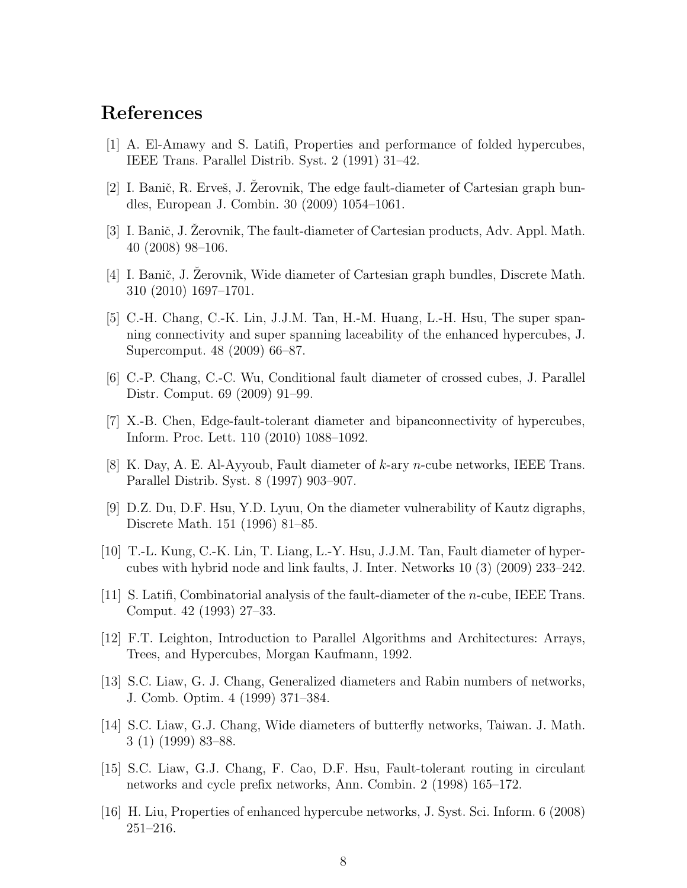# References

[1] A. El-Amawy and S. Latifi, Properties and performance of folded hypercubes, IEEE Trans. Parallel Distrib. Syst. 2 (1991) 31–42.

[2] I. Banič, R. Erveš, J. Žerovnik, The edge fault-diameter of Cartesian graph bundles, European J. Combin. 30 (2009) 1054–1061.

[3] I. Banič, J. Žerovnik, The fault-diameter of Cartesian products, Adv. Appl. Math. 40 (2008) 98–106.

[4] I. Banič, J. Žerovnik, Wide diameter of Cartesian graph bundles, Discrete Math. 310 (2010) 1697–1701.

[5] C.-H. Chang, C.-K. Lin, J.J.M. Tan, H.-M. Huang, L.-H. Hsu, The super spanning connectivity and super spanning laceability of the enhanced hypercubes, J. Supercomput. 48 (2009) 66–87.

[6] C.-P. Chang, C.-C. Wu, Conditional fault diameter of crossed cubes, J. Parallel Distr. Comput. 69 (2009) 91–99.

[7] X.-B. Chen, Edge-fault-tolerant diameter and bipanconnectivity of hypercubes, Inform. Proc. Lett. 110 (2010) 1088–1092.

[8] K. Day, A. E. Al-Ayyoub, Fault diameter of $k$-ary $n$-cube networks, IEEE Trans. Parallel Distrib. Syst. 8 (1997) 903–907.

[9] D.Z. Du, D.F. Hsu, Y.D. Lyuu, On the diameter vulnerability of Kautz digraphs, Discrete Math. 151 (1996) 81–85.

[10] T.-L. Kung, C.-K. Lin, T. Liang, L.-Y. Hsu, J.J.M. Tan, Fault diameter of hypercubes with hybrid node and link faults, J. Inter. Networks 10 (3) (2009) 233–242.

[11] S. Latifi, Combinatorial analysis of the fault-diameter of the $n$-cube, IEEE Trans. Comput. 42 (1993) 27–33.

[12] F.T. Leighton, Introduction to Parallel Algorithms and Architectures: Arrays, Trees, and Hypercubes, Morgan Kaufmann, 1992.

[13] S.C. Liaw, G. J. Chang, Generalized diameters and Rabin numbers of networks, J. Comb. Optim. 4 (1999) 371–384.

[14] S.C. Liaw, G.J. Chang, Wide diameters of butterfly networks, Taiwan. J. Math. 3 (1) (1999) 83–88.

[15] S.C. Liaw, G.J. Chang, F. Cao, D.F. Hsu, Fault-tolerant routing in circulant networks and cycle prefix networks, Ann. Combin. 2 (1998) 165–172.

[16] H. Liu, Properties of enhanced hypercube networks, J. Syst. Sci. Inform. 6 (2008) 251–216.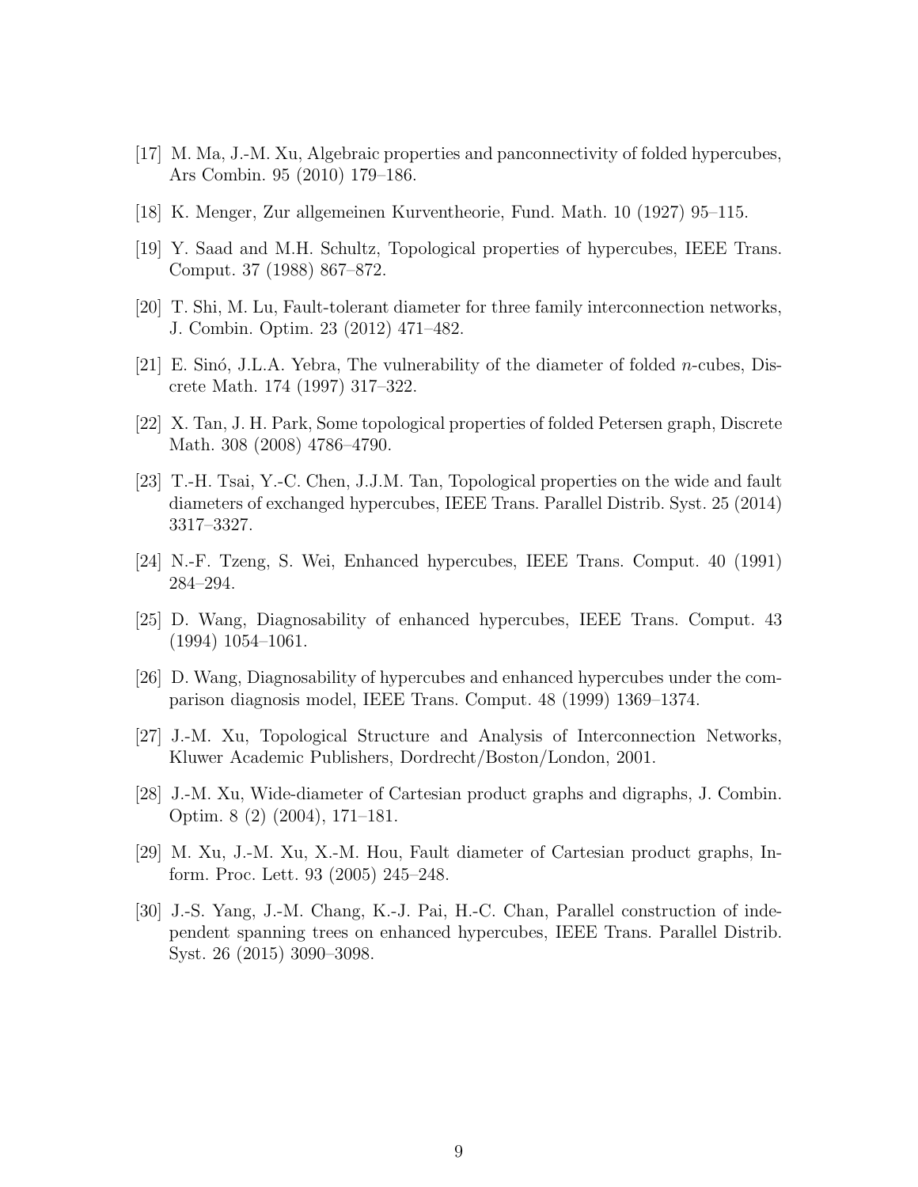[17] M. Ma, J.-M. Xu, Algebraic properties and panconnectivity of folded hypercubes, Ars Combin. 95 (2010) 179–186.

[18] K. Menger, Zur allgemeinen Kurventheorie, Fund. Math. 10 (1927) 95–115.

[19] Y. Saad and M.H. Schultz, Topological properties of hypercubes, IEEE Trans. Comput. 37 (1988) 867–872.

[20] T. Shi, M. Lu, Fault-tolerant diameter for three family interconnection networks, J. Combin. Optim. 23 (2012) 471–482.

[21] E. Sinó, J.L.A. Yebra, The vulnerability of the diameter of folded $n$-cubes, Discrete Math. 174 (1997) 317–322.

[22] X. Tan, J. H. Park, Some topological properties of folded Petersen graph, Discrete Math. 308 (2008) 4786–4790.

[23] T.-H. Tsai, Y.-C. Chen, J.J.M. Tan, Topological properties on the wide and fault diameters of exchanged hypercubes, IEEE Trans. Parallel Distrib. Syst. 25 (2014) 3317–3327.

[24] N.-F. Tzeng, S. Wei, Enhanced hypercubes, IEEE Trans. Comput. 40 (1991) 284–294.

[25] D. Wang, Diagnosability of enhanced hypercubes, IEEE Trans. Comput. 43 (1994) 1054–1061.

[26] D. Wang, Diagnosability of hypercubes and enhanced hypercubes under the comparison diagnosis model, IEEE Trans. Comput. 48 (1999) 1369–1374.

[27] J.-M. Xu, Topological Structure and Analysis of Interconnection Networks, Kluwer Academic Publishers, Dordrecht/Boston/London, 2001.

[28] J.-M. Xu, Wide-diameter of Cartesian product graphs and digraphs, J. Combin. Optim. 8 (2) (2004), 171–181.

[29] M. Xu, J.-M. Xu, X.-M. Hou, Fault diameter of Cartesian product graphs, Inform. Proc. Lett. 93 (2005) 245–248.

[30] J.-S. Yang, J.-M. Chang, K.-J. Pai, H.-C. Chan, Parallel construction of independent spanning trees on enhanced hypercubes, IEEE Trans. Parallel Distrib. Syst. 26 (2015) 3090–3098.